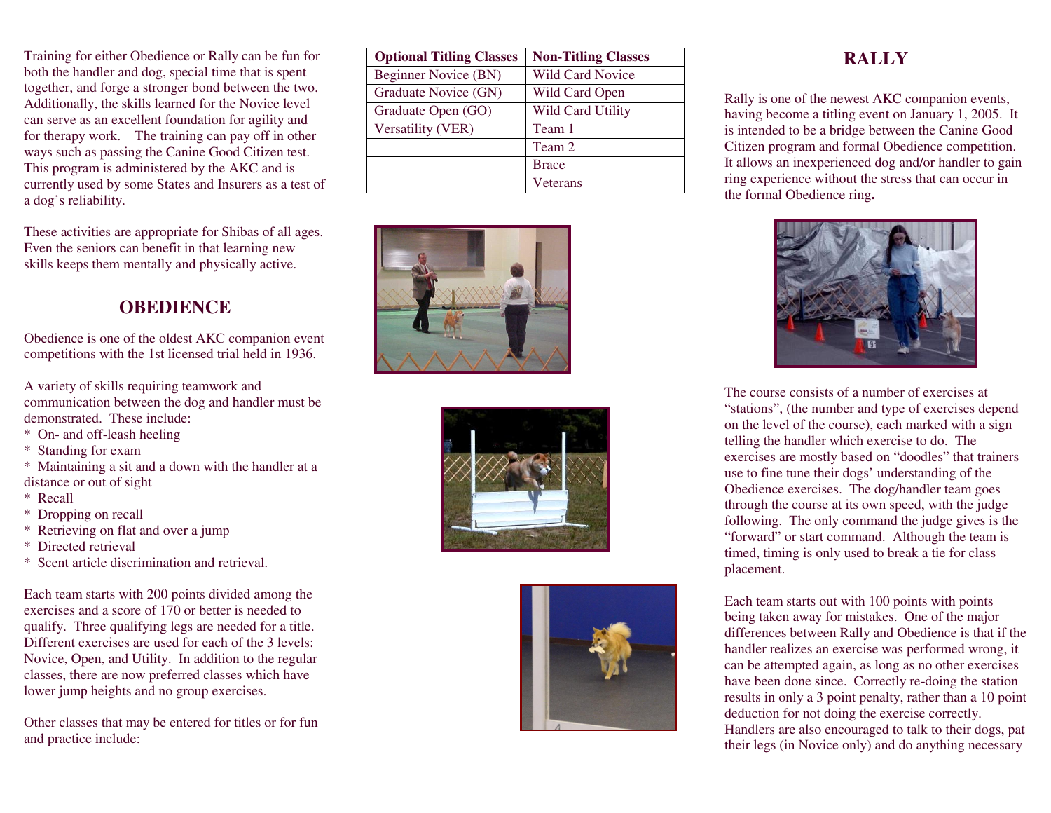Training for either Obedience or Rally can be fun for both the handler and dog, special time that is spent together, and forge a stronger bond between the two. Additionally, the skills learned for the Novice level can serve as an excellent foundation for agility and for therapy work. The training can pay off in other ways such as passing the Canine Good Citizen test. This program is administered by the AKC and is currently used by some States and Insurers as a test of a dog's reliability.

These activities are appropriate for Shibas of all ages. Even the seniors can benefit in that learning new skills keeps them mentally and physically active.

## OBEDIENCE

Obedience is one of the oldest AKC companion event competitions with the 1st licensed trial held in 1936.

A variety of skills requiring teamwork and communication between the dog and handler must be demonstrated. These include:

* On- and off-leash heeling
* Standing for exam
* Maintaining a sit and a down with the handler at a distance or out of sight
* Recall
* Dropping on recall
* Retrieving on flat and over a jump
* Directed retrieval
* Scent article discrimination and retrieval.

Each team starts with 200 points divided among the exercises and a score of 170 or better is needed to qualify. Three qualifying legs are needed for a title. Different exercises are used for each of the 3 levels: Novice, Open, and Utility. In addition to the regular classes, there are now preferred classes which have lower jump heights and no group exercises.

Other classes that may be entered for titles or for fun and practice include:

| Optional Titling Classes | Non-Titling Classes |
| --- | --- |
| Beginner Novice (BN) | Wild Card Novice |
| Graduate Novice (GN) | Wild Card Open |
| Graduate Open (GO) | Wild Card Utility |
| Versatility (VER) | Team 1 |
| | Team 2 |
| | Brace |
| | Veterans |

## RALLY

Rally is one of the newest AKC companion events, having become a titling event on January 1, 2005. It is intended to be a bridge between the Canine Good Citizen program and formal Obedience competition. It allows an inexperienced dog and/or handler to gain ring experience without the stress that can occur in the formal Obedience ring.

The course consists of a number of exercises at "stations", (the number and type of exercises depend on the level of the course), each marked with a sign telling the handler which exercise to do. The exercises are mostly based on "doodles" that trainers use to fine tune their dogs' understanding of the Obedience exercises. The dog/handler team goes through the course at its own speed, with the judge following. The only command the judge gives is the "forward" or start command. Although the team is timed, timing is only used to break a tie for class placement.

Each team starts out with 100 points with points being taken away for mistakes. One of the major differences between Rally and Obedience is that if the handler realizes an exercise was performed wrong, it can be attempted again, as long as no other exercises have been done since. Correctly re-doing the station results in only a 3 point penalty, rather than a 10 point deduction for not doing the exercise correctly. Handlers are also encouraged to talk to their dogs, pat their legs (in Novice only) and do anything necessary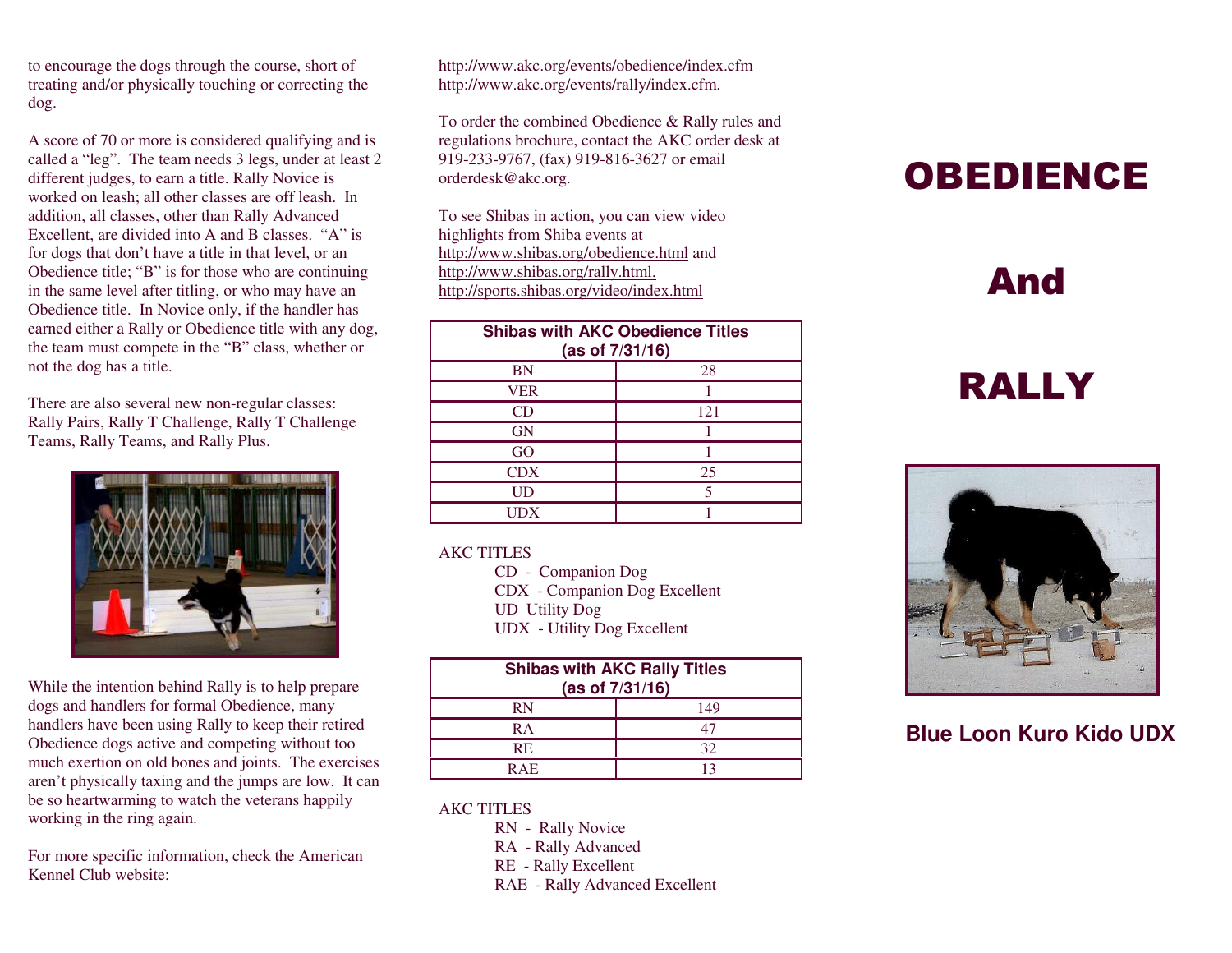to encourage the dogs through the course, short of treating and/or physically touching or correcting the dog.

A score of 70 or more is considered qualifying and is called a “leg”. The team needs 3 legs, under at least 2 different judges, to earn a title. Rally Novice is worked on leash; all other classes are off leash. In addition, all classes, other than Rally Advanced Excellent, are divided into A and B classes. “A” is for dogs that don’t have a title in that level, or an Obedience title; “B” is for those who are continuing in the same level after titling, or who may have an Obedience title. In Novice only, if the handler has earned either a Rally or Obedience title with any dog, the team must compete in the “B” class, whether or not the dog has a title.

There are also several new non-regular classes: Rally Pairs, Rally T Challenge, Rally T Challenge Teams, Rally Teams, and Rally Plus.

While the intention behind Rally is to help prepare dogs and handlers for formal Obedience, many handlers have been using Rally to keep their retired Obedience dogs active and competing without too much exertion on old bones and joints. The exercises aren’t physically taxing and the jumps are low. It can be so heartwarming to watch the veterans happily working in the ring again.

For more specific information, check the American Kennel Club website:

http://www.akc.org/events/obedience/index.cfm
http://www.akc.org/events/rally/index.cfm.

To order the combined Obedience & Rally rules and regulations brochure, contact the AKC order desk at 919-233-9767, (fax) 919-816-3627 or email orderdesk@akc.org.

To see Shibas in action, you can view video highlights from Shiba events at http://www.shibas.org/obedience.html and http://www.shibas.org/rally.html.
http://sports.shibas.org/video/index.html

| Shibas with AKC Obedience Titles (as of 7/31/16) | |
|---|---|
| BN | 28 |
| VER | 1 |
| CD | 121 |
| GN | 1 |
| GO | 1 |
| CDX | 25 |
| UD | 5 |
| UDX | 1 |

AKC TITLES

- CD - Companion Dog
- CDX - Companion Dog Excellent
- UD Utility Dog
- UDX - Utility Dog Excellent

| Shibas with AKC Rally Titles (as of 7/31/16) | |
|---|---|
| RN | 149 |
| RA | 47 |
| RE | 32 |
| RAE | 13 |

AKC TITLES

- RN - Rally Novice
- RA - Rally Advanced
- RE - Rally Excellent
- RAE - Rally Advanced Excellent

# OBEDIENCE

# And

# RALLY

**Blue Loon Kuro Kido UDX**